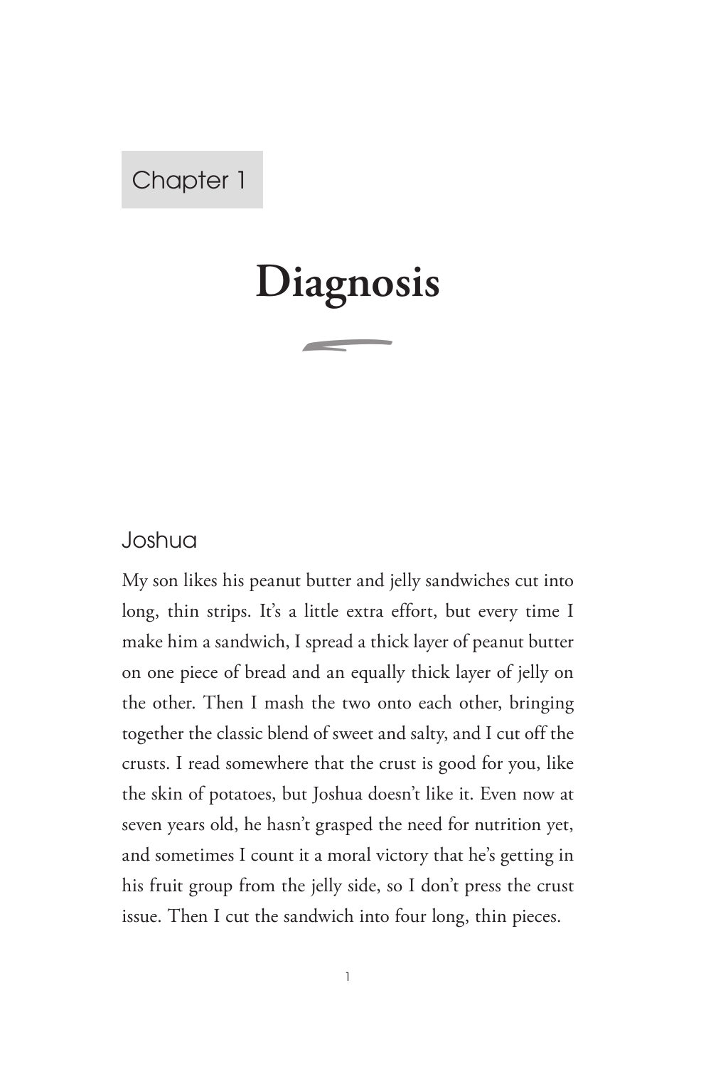Chapter 1

# Diagnosis

## Joshua

My son likes his peanut butter and jelly sandwiches cut into long, thin strips. It's a little extra effort, but every time I make him a sandwich, I spread a thick layer of peanut butter on one piece of bread and an equally thick layer of jelly on the other. Then I mash the two onto each other, bringing together the classic blend of sweet and salty, and I cut off the crusts. I read somewhere that the crust is good for you, like the skin of potatoes, but Joshua doesn't like it. Even now at seven years old, he hasn't grasped the need for nutrition yet, and sometimes I count it a moral victory that he's getting in his fruit group from the jelly side, so I don't press the crust issue. Then I cut the sandwich into four long, thin pieces.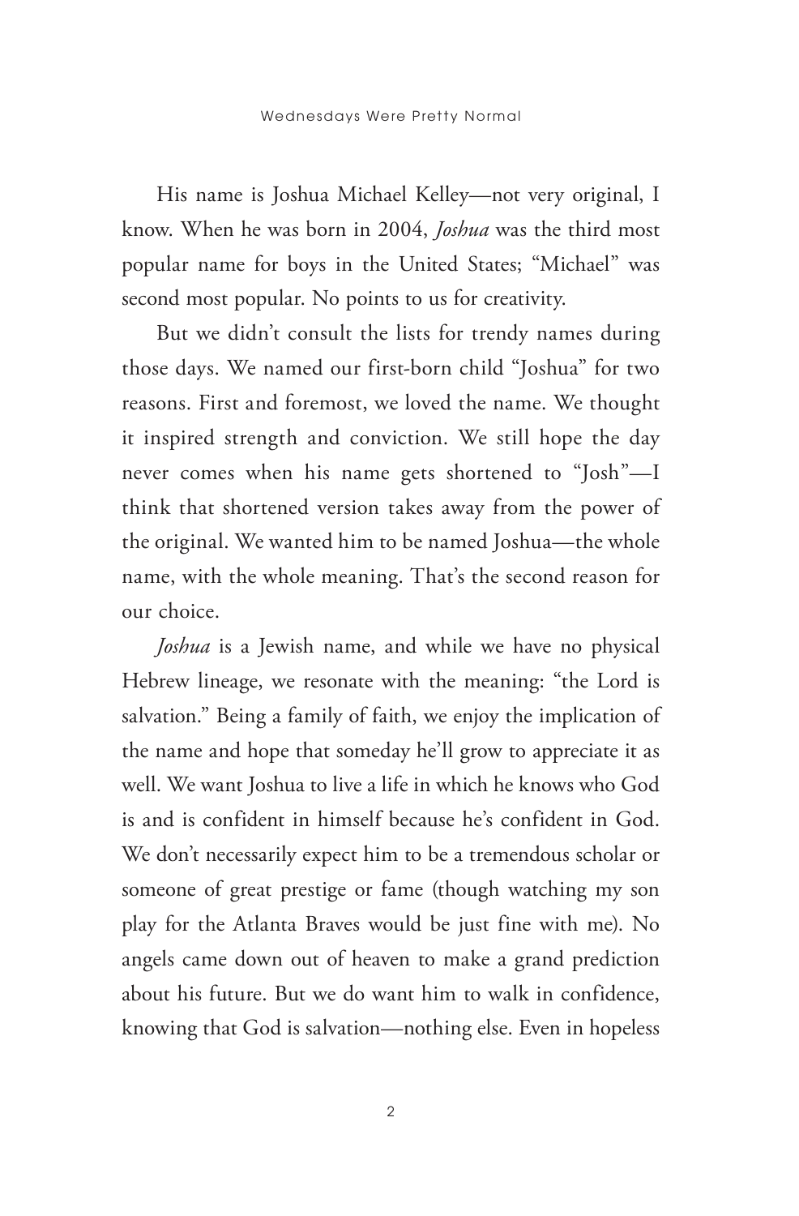His name is Joshua Michael Kelley—not very original, I know. When he was born in 2004, *Joshua* was the third most popular name for boys in the United States; "Michael" was second most popular. No points to us for creativity.

But we didn't consult the lists for trendy names during those days. We named our first-born child "Joshua" for two reasons. First and foremost, we loved the name. We thought it inspired strength and conviction. We still hope the day never comes when his name gets shortened to "Josh"—I think that shortened version takes away from the power of the original. We wanted him to be named Joshua—the whole name, with the whole meaning. That's the second reason for our choice.

*Joshua* is a Jewish name, and while we have no physical Hebrew lineage, we resonate with the meaning: "the Lord is salvation." Being a family of faith, we enjoy the implication of the name and hope that someday he'll grow to appreciate it as well. We want Joshua to live a life in which he knows who God is and is confident in himself because he's confident in God. We don't necessarily expect him to be a tremendous scholar or someone of great prestige or fame (though watching my son play for the Atlanta Braves would be just fine with me). No angels came down out of heaven to make a grand prediction about his future. But we do want him to walk in confidence, knowing that God is salvation—nothing else. Even in hopeless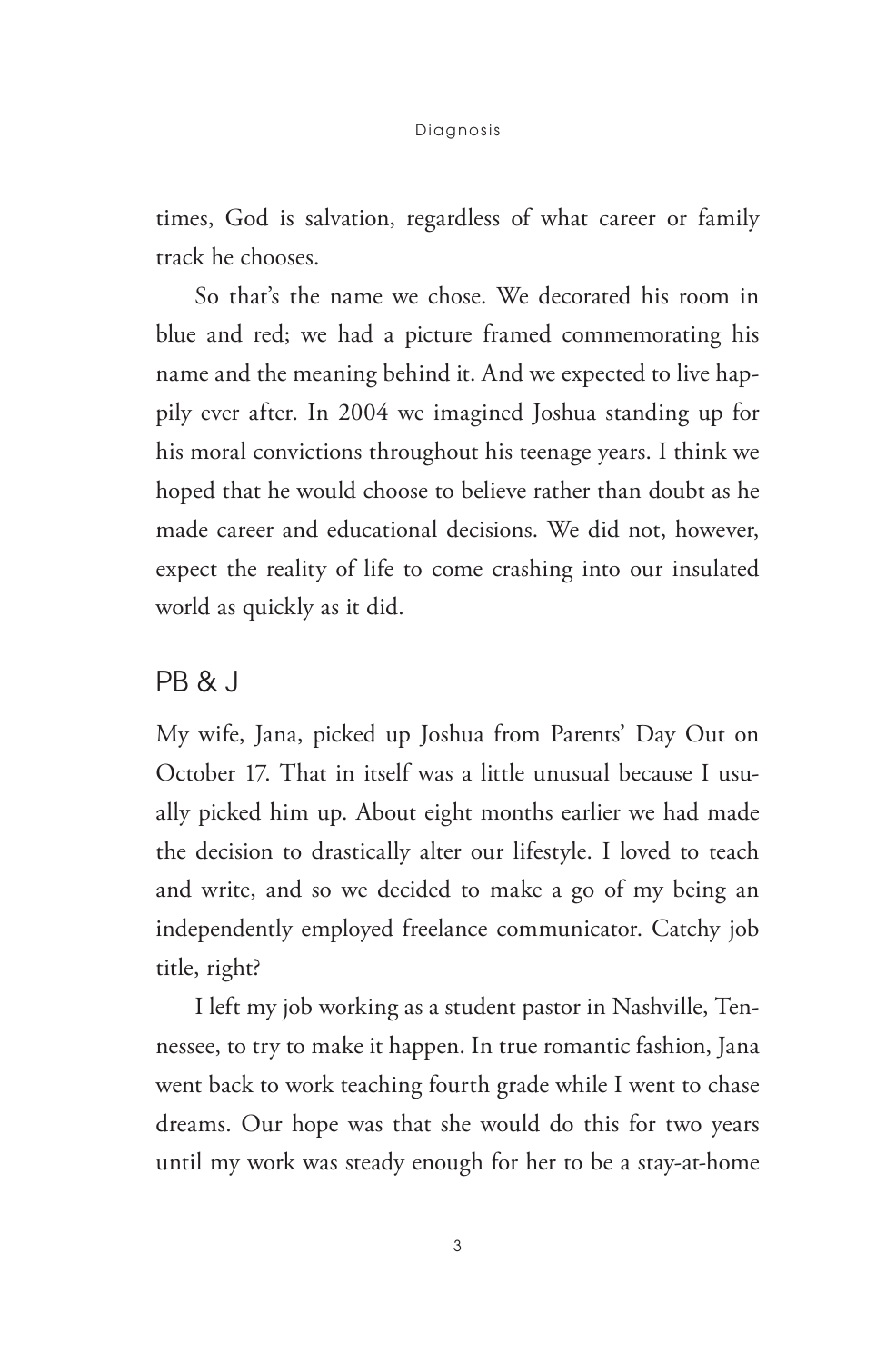times, God is salvation, regardless of what career or family track he chooses.

So that's the name we chose. We decorated his room in blue and red; we had a picture framed commemorating his name and the meaning behind it. And we expected to live happily ever after. In 2004 we imagined Joshua standing up for his moral convictions throughout his teenage years. I think we hoped that he would choose to believe rather than doubt as he made career and educational decisions. We did not, however, expect the reality of life to come crashing into our insulated world as quickly as it did.

## PB & J

My wife, Jana, picked up Joshua from Parents' Day Out on October 17. That in itself was a little unusual because I usually picked him up. About eight months earlier we had made the decision to drastically alter our lifestyle. I loved to teach and write, and so we decided to make a go of my being an independently employed freelance communicator. Catchy job title, right?

I left my job working as a student pastor in Nashville, Tennessee, to try to make it happen. In true romantic fashion, Jana went back to work teaching fourth grade while I went to chase dreams. Our hope was that she would do this for two years until my work was steady enough for her to be a stay-at-home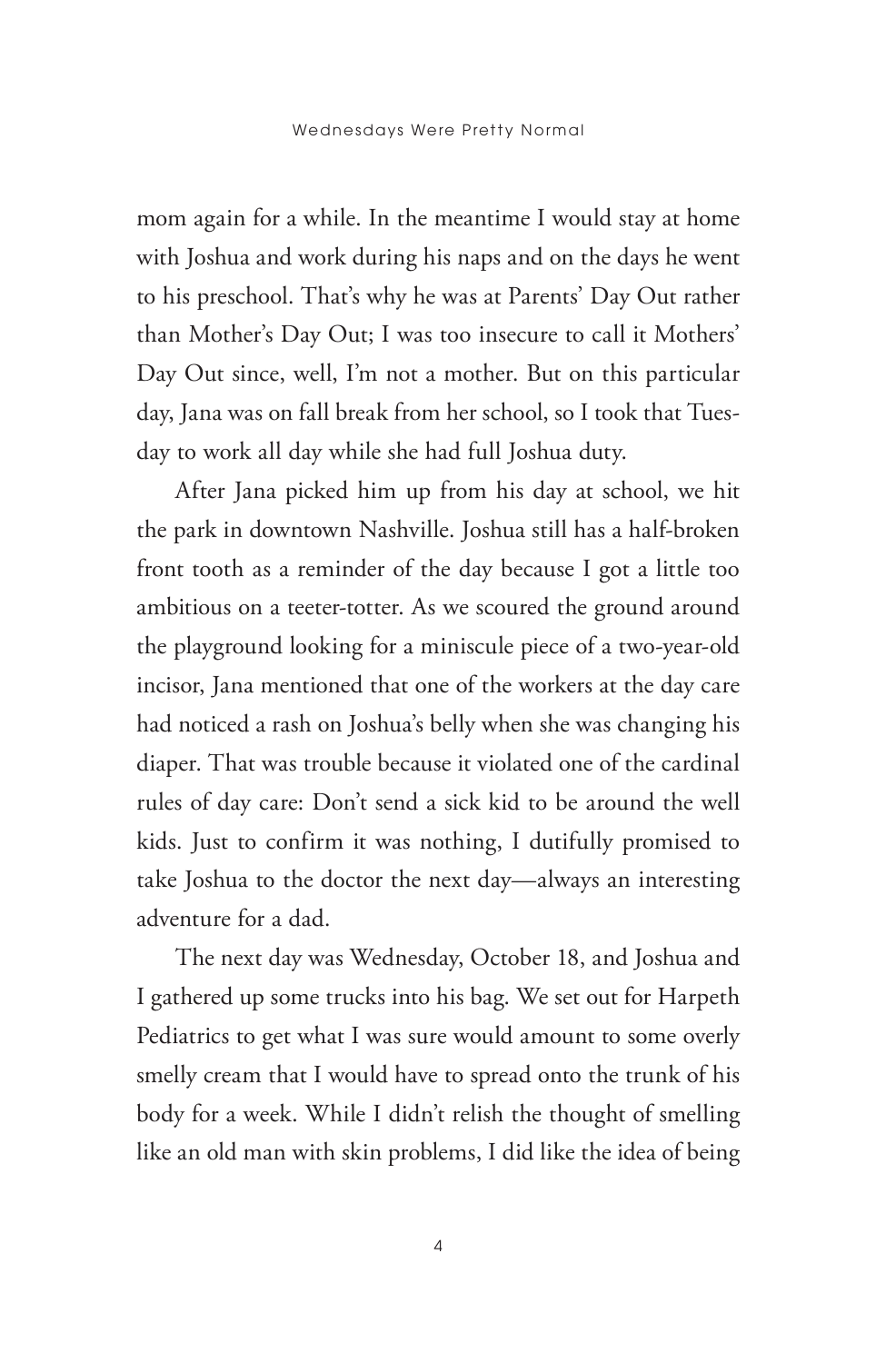mom again for a while. In the meantime I would stay at home with Joshua and work during his naps and on the days he went to his preschool. That's why he was at Parents' Day Out rather than Mother's Day Out; I was too insecure to call it Mothers' Day Out since, well, I'm not a mother. But on this particular day, Jana was on fall break from her school, so I took that Tuesday to work all day while she had full Joshua duty.

After Jana picked him up from his day at school, we hit the park in downtown Nashville. Joshua still has a half-broken front tooth as a reminder of the day because I got a little too ambitious on a teeter-totter. As we scoured the ground around the playground looking for a miniscule piece of a two-year-old incisor, Jana mentioned that one of the workers at the day care had noticed a rash on Joshua's belly when she was changing his diaper. That was trouble because it violated one of the cardinal rules of day care: Don't send a sick kid to be around the well kids. Just to confirm it was nothing, I dutifully promised to take Joshua to the doctor the next day—always an interesting adventure for a dad.

The next day was Wednesday, October 18, and Joshua and I gathered up some trucks into his bag. We set out for Harpeth Pediatrics to get what I was sure would amount to some overly smelly cream that I would have to spread onto the trunk of his body for a week. While I didn't relish the thought of smelling like an old man with skin problems, I did like the idea of being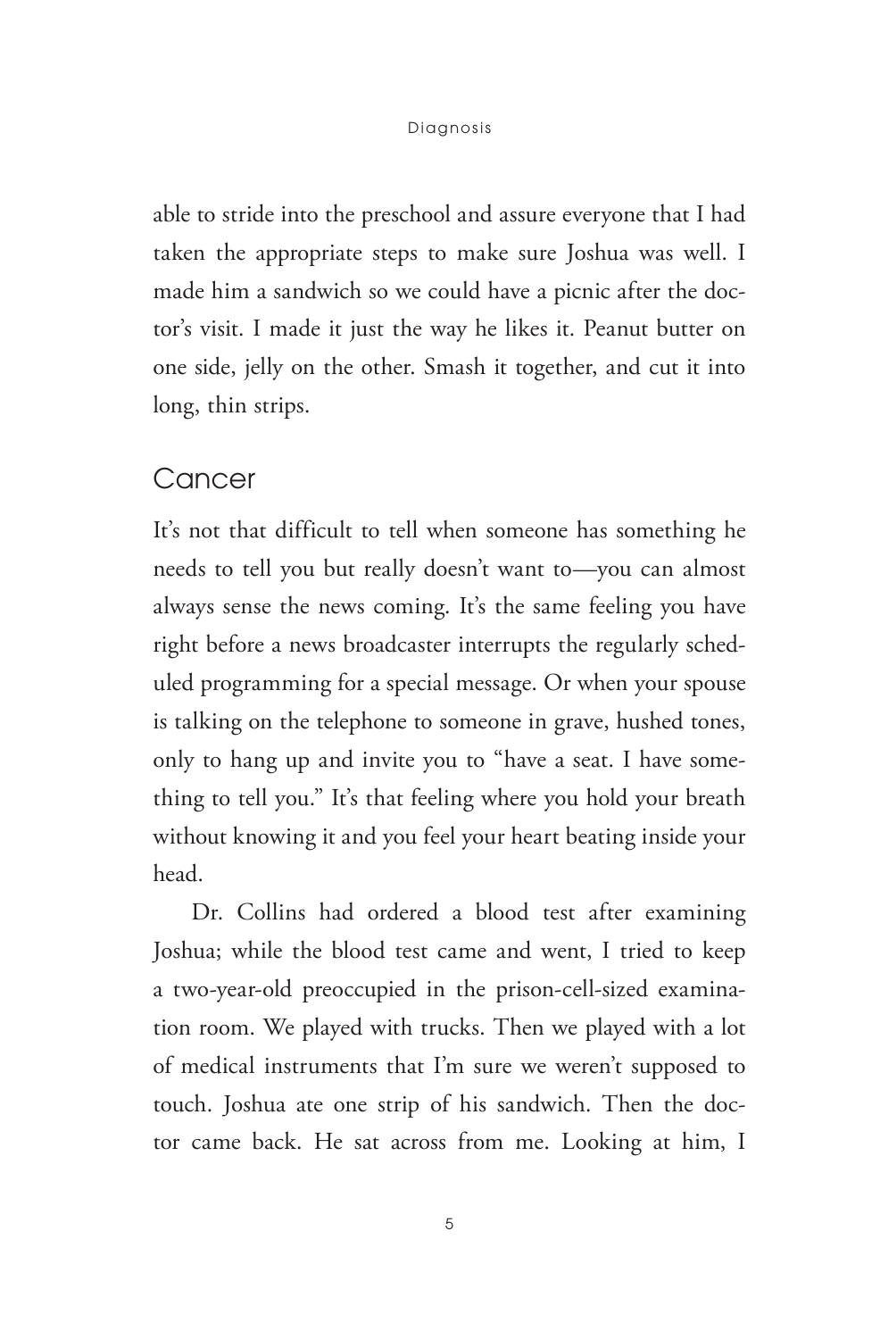able to stride into the preschool and assure everyone that I had taken the appropriate steps to make sure Joshua was well. I made him a sandwich so we could have a picnic after the doctor's visit. I made it just the way he likes it. Peanut butter on one side, jelly on the other. Smash it together, and cut it into long, thin strips.

## Cancer

It's not that difficult to tell when someone has something he needs to tell you but really doesn't want to—you can almost always sense the news coming. It's the same feeling you have right before a news broadcaster interrupts the regularly scheduled programming for a special message. Or when your spouse is talking on the telephone to someone in grave, hushed tones, only to hang up and invite you to "have a seat. I have something to tell you." It's that feeling where you hold your breath without knowing it and you feel your heart beating inside your head.

Dr. Collins had ordered a blood test after examining Joshua; while the blood test came and went, I tried to keep a two-year-old preoccupied in the prison-cell-sized examination room. We played with trucks. Then we played with a lot of medical instruments that I'm sure we weren't supposed to touch. Joshua ate one strip of his sandwich. Then the doctor came back. He sat across from me. Looking at him, I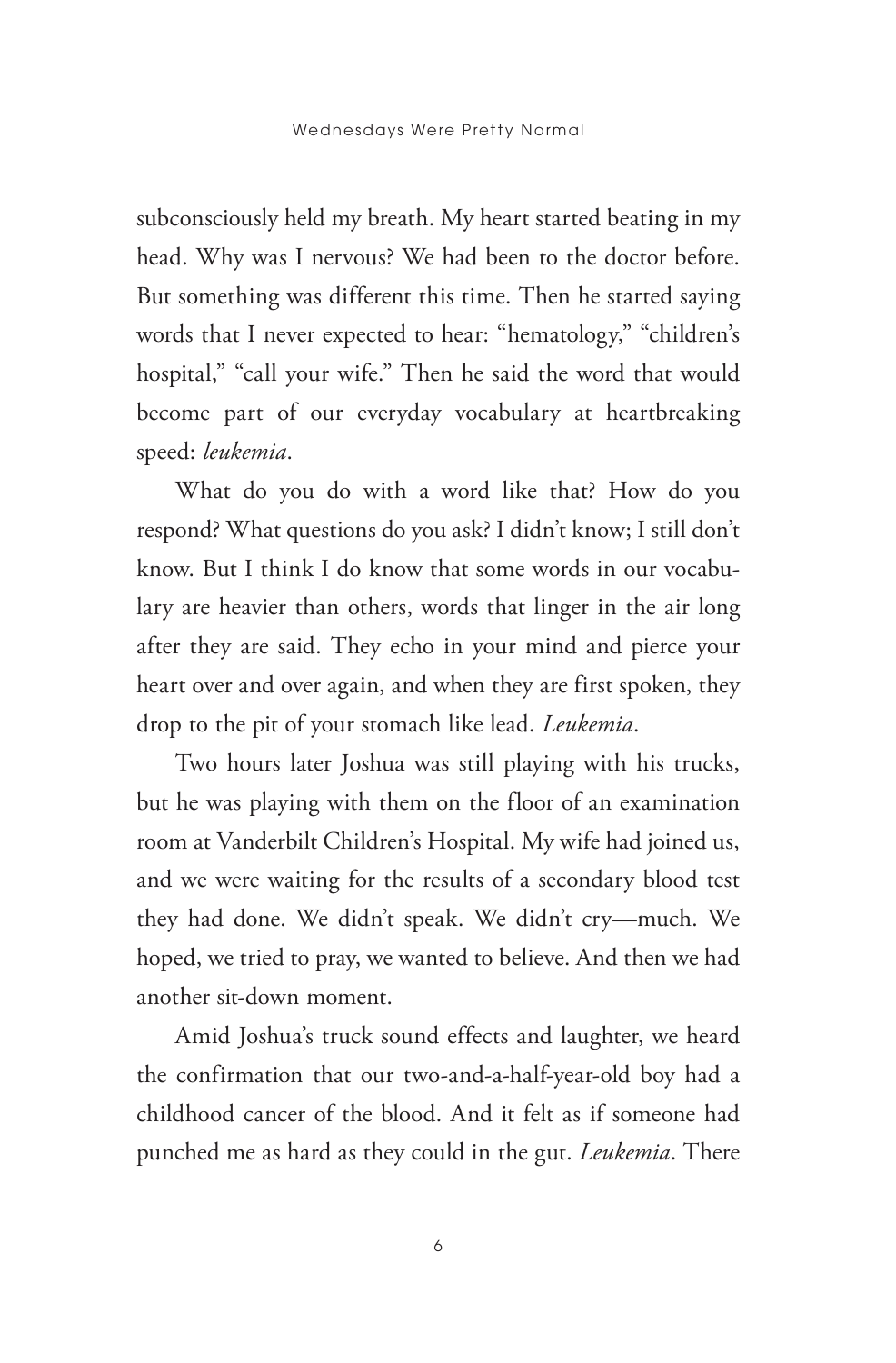subconsciously held my breath. My heart started beating in my head. Why was I nervous? We had been to the doctor before. But something was different this time. Then he started saying words that I never expected to hear: "hematology," "children's hospital," "call your wife." Then he said the word that would become part of our everyday vocabulary at heartbreaking speed: *leukemia*.

What do you do with a word like that? How do you respond? What questions do you ask? I didn't know; I still don't know. But I think I do know that some words in our vocabulary are heavier than others, words that linger in the air long after they are said. They echo in your mind and pierce your heart over and over again, and when they are first spoken, they drop to the pit of your stomach like lead. *Leukemia*.

Two hours later Joshua was still playing with his trucks, but he was playing with them on the floor of an examination room at Vanderbilt Children's Hospital. My wife had joined us, and we were waiting for the results of a secondary blood test they had done. We didn't speak. We didn't cry—much. We hoped, we tried to pray, we wanted to believe. And then we had another sit-down moment.

Amid Joshua's truck sound effects and laughter, we heard the confirmation that our two-and-a-half-year-old boy had a childhood cancer of the blood. And it felt as if someone had punched me as hard as they could in the gut. *Leukemia*. There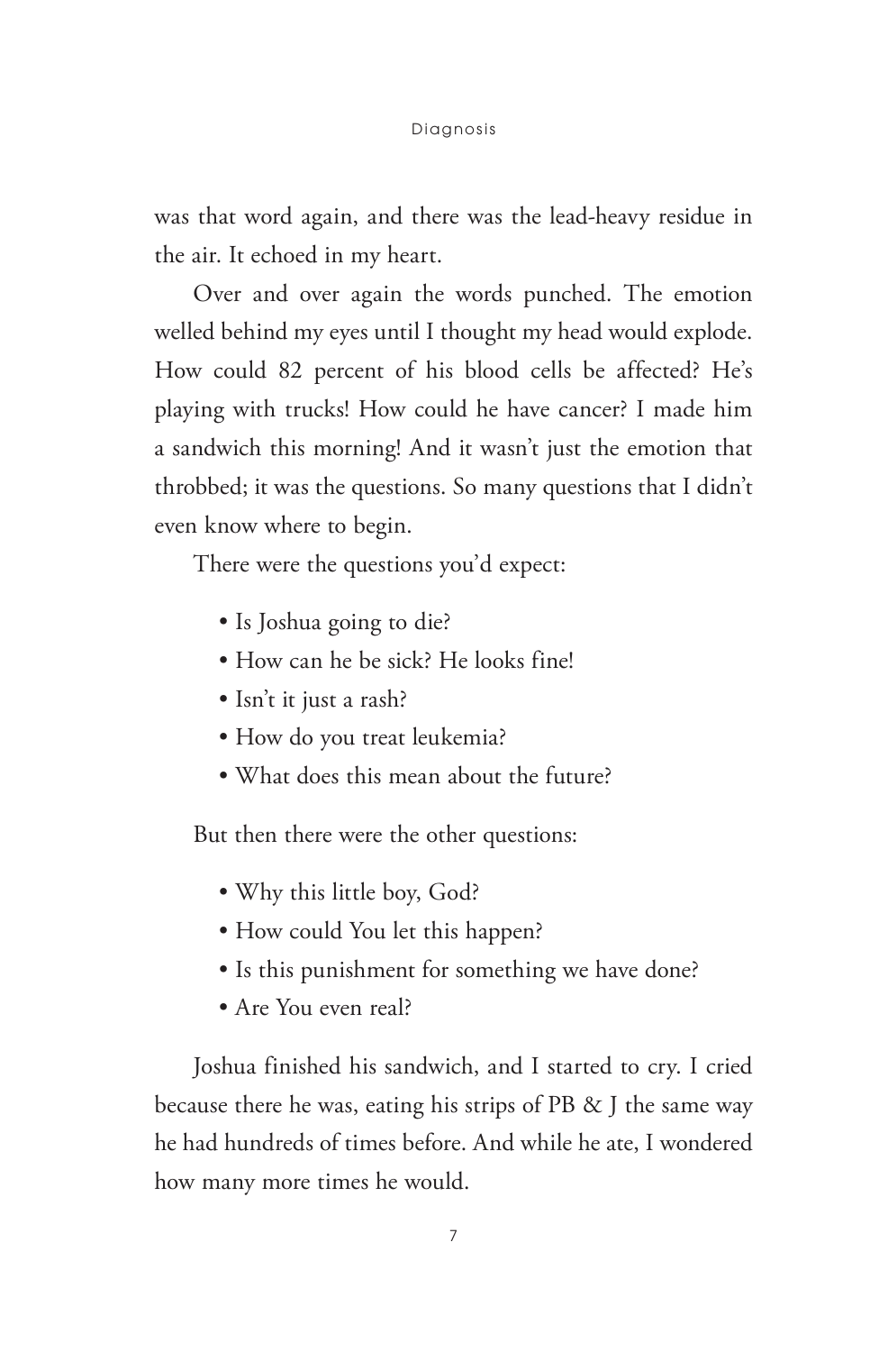was that word again, and there was the lead-heavy residue in the air. It echoed in my heart.

Over and over again the words punched. The emotion welled behind my eyes until I thought my head would explode. How could 82 percent of his blood cells be affected? He's playing with trucks! How could he have cancer? I made him a sandwich this morning! And it wasn't just the emotion that throbbed; it was the questions. So many questions that I didn't even know where to begin.

There were the questions you'd expect:

- Is Joshua going to die?
- How can he be sick? He looks fine!
- Isn't it just a rash?
- How do you treat leukemia?
- What does this mean about the future?

But then there were the other questions:

- Why this little boy, God?
- How could You let this happen?
- Is this punishment for something we have done?
- Are You even real?

Joshua finished his sandwich, and I started to cry. I cried because there he was, eating his strips of PB & J the same way he had hundreds of times before. And while he ate, I wondered how many more times he would.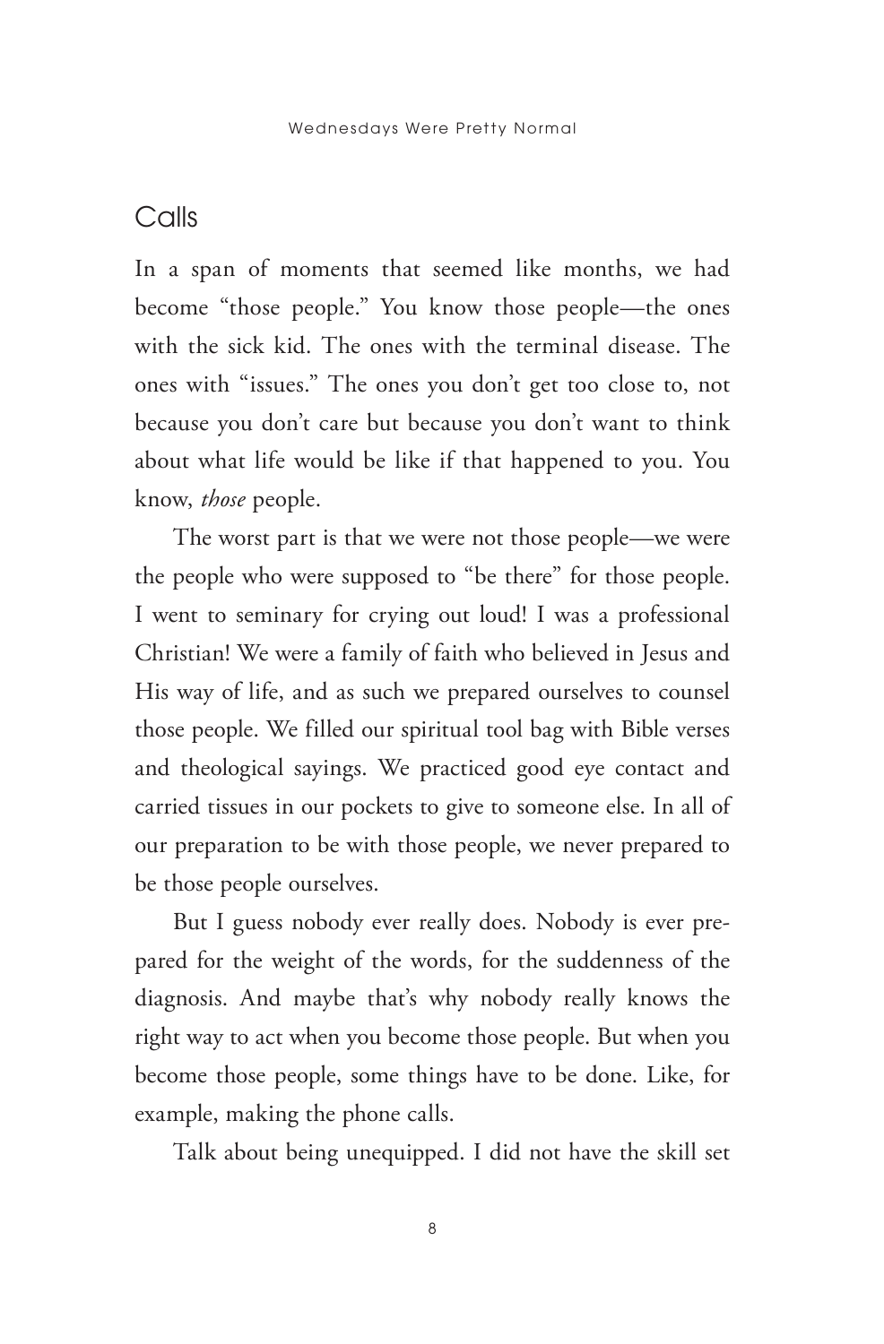## Calls

In a span of moments that seemed like months, we had become "those people." You know those people—the ones with the sick kid. The ones with the terminal disease. The ones with "issues." The ones you don't get too close to, not because you don't care but because you don't want to think about what life would be like if that happened to you. You know, *those* people.

The worst part is that we were not those people—we were the people who were supposed to "be there" for those people. I went to seminary for crying out loud! I was a professional Christian! We were a family of faith who believed in Jesus and His way of life, and as such we prepared ourselves to counsel those people. We filled our spiritual tool bag with Bible verses and theological sayings. We practiced good eye contact and carried tissues in our pockets to give to someone else. In all of our preparation to be with those people, we never prepared to be those people ourselves.

But I guess nobody ever really does. Nobody is ever prepared for the weight of the words, for the suddenness of the diagnosis. And maybe that's why nobody really knows the right way to act when you become those people. But when you become those people, some things have to be done. Like, for example, making the phone calls.

Talk about being unequipped. I did not have the skill set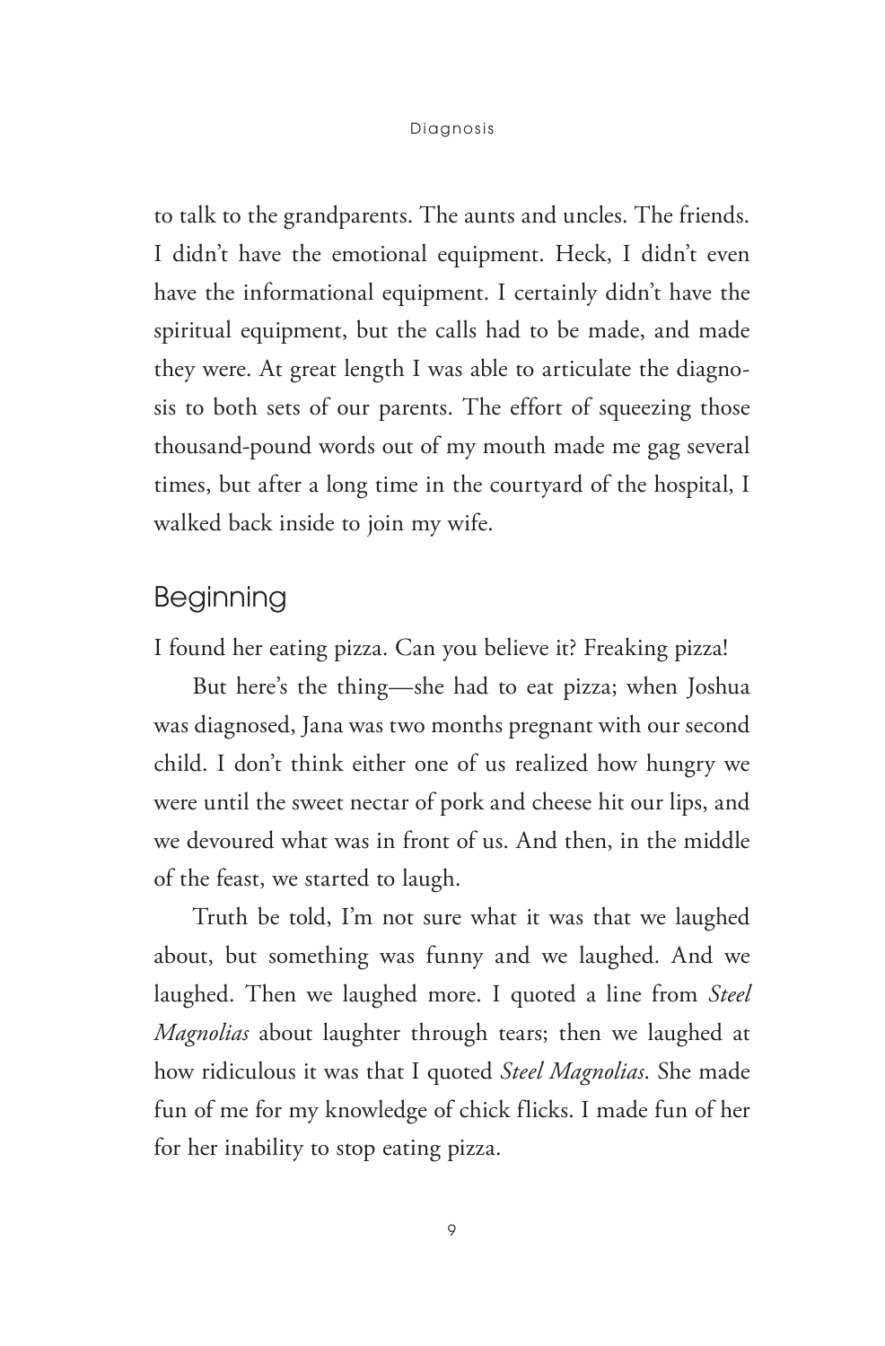to talk to the grandparents. The aunts and uncles. The friends. I didn't have the emotional equipment. Heck, I didn't even have the informational equipment. I certainly didn't have the spiritual equipment, but the calls had to be made, and made they were. At great length I was able to articulate the diagnosis to both sets of our parents. The effort of squeezing those thousand-pound words out of my mouth made me gag several times, but after a long time in the courtyard of the hospital, I walked back inside to join my wife.

## Beginning

I found her eating pizza. Can you believe it? Freaking pizza!

But here's the thing—she had to eat pizza; when Joshua was diagnosed, Jana was two months pregnant with our second child. I don't think either one of us realized how hungry we were until the sweet nectar of pork and cheese hit our lips, and we devoured what was in front of us. And then, in the middle of the feast, we started to laugh.

Truth be told, I'm not sure what it was that we laughed about, but something was funny and we laughed. And we laughed. Then we laughed more. I quoted a line from *Steel Magnolias* about laughter through tears; then we laughed at how ridiculous it was that I quoted *Steel Magnolias*. She made fun of me for my knowledge of chick flicks. I made fun of her for her inability to stop eating pizza.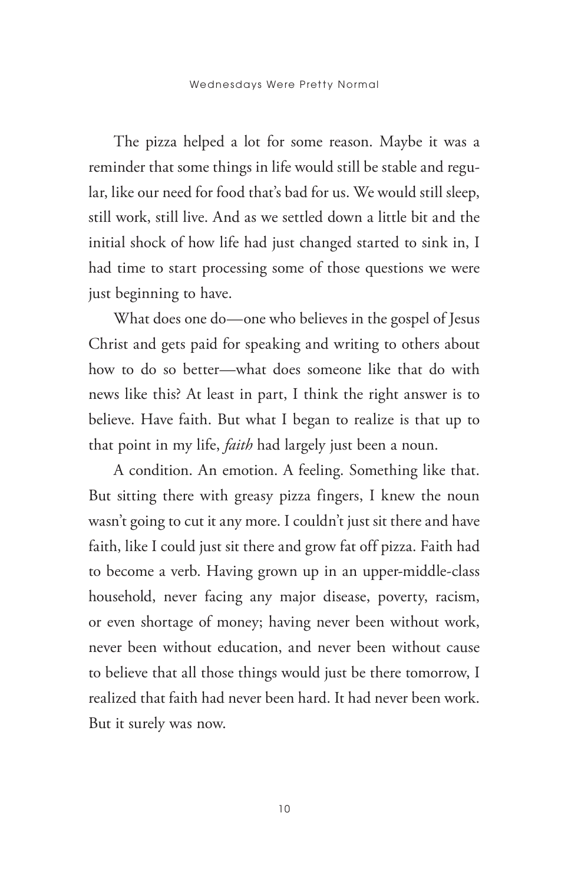The pizza helped a lot for some reason. Maybe it was a reminder that some things in life would still be stable and regular, like our need for food that's bad for us. We would still sleep, still work, still live. And as we settled down a little bit and the initial shock of how life had just changed started to sink in, I had time to start processing some of those questions we were just beginning to have.

What does one do—one who believes in the gospel of Jesus Christ and gets paid for speaking and writing to others about how to do so better—what does someone like that do with news like this? At least in part, I think the right answer is to believe. Have faith. But what I began to realize is that up to that point in my life, *faith* had largely just been a noun.

A condition. An emotion. A feeling. Something like that. But sitting there with greasy pizza fingers, I knew the noun wasn't going to cut it any more. I couldn't just sit there and have faith, like I could just sit there and grow fat off pizza. Faith had to become a verb. Having grown up in an upper-middle-class household, never facing any major disease, poverty, racism, or even shortage of money; having never been without work, never been without education, and never been without cause to believe that all those things would just be there tomorrow, I realized that faith had never been hard. It had never been work. But it surely was now.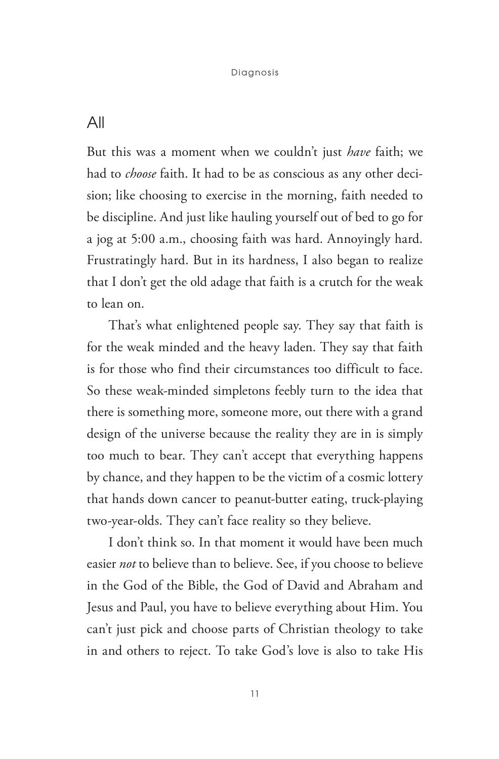## All

But this was a moment when we couldn't just *have* faith; we had to *choose* faith. It had to be as conscious as any other decision; like choosing to exercise in the morning, faith needed to be discipline. And just like hauling yourself out of bed to go for a jog at 5:00 a.m., choosing faith was hard. Annoyingly hard. Frustratingly hard. But in its hardness, I also began to realize that I don't get the old adage that faith is a crutch for the weak to lean on.

That's what enlightened people say. They say that faith is for the weak minded and the heavy laden. They say that faith is for those who find their circumstances too difficult to face. So these weak-minded simpletons feebly turn to the idea that there is something more, someone more, out there with a grand design of the universe because the reality they are in is simply too much to bear. They can't accept that everything happens by chance, and they happen to be the victim of a cosmic lottery that hands down cancer to peanut-butter eating, truck-playing two-year-olds. They can't face reality so they believe.

I don't think so. In that moment it would have been much easier *not* to believe than to believe. See, if you choose to believe in the God of the Bible, the God of David and Abraham and Jesus and Paul, you have to believe everything about Him. You can't just pick and choose parts of Christian theology to take in and others to reject. To take God's love is also to take His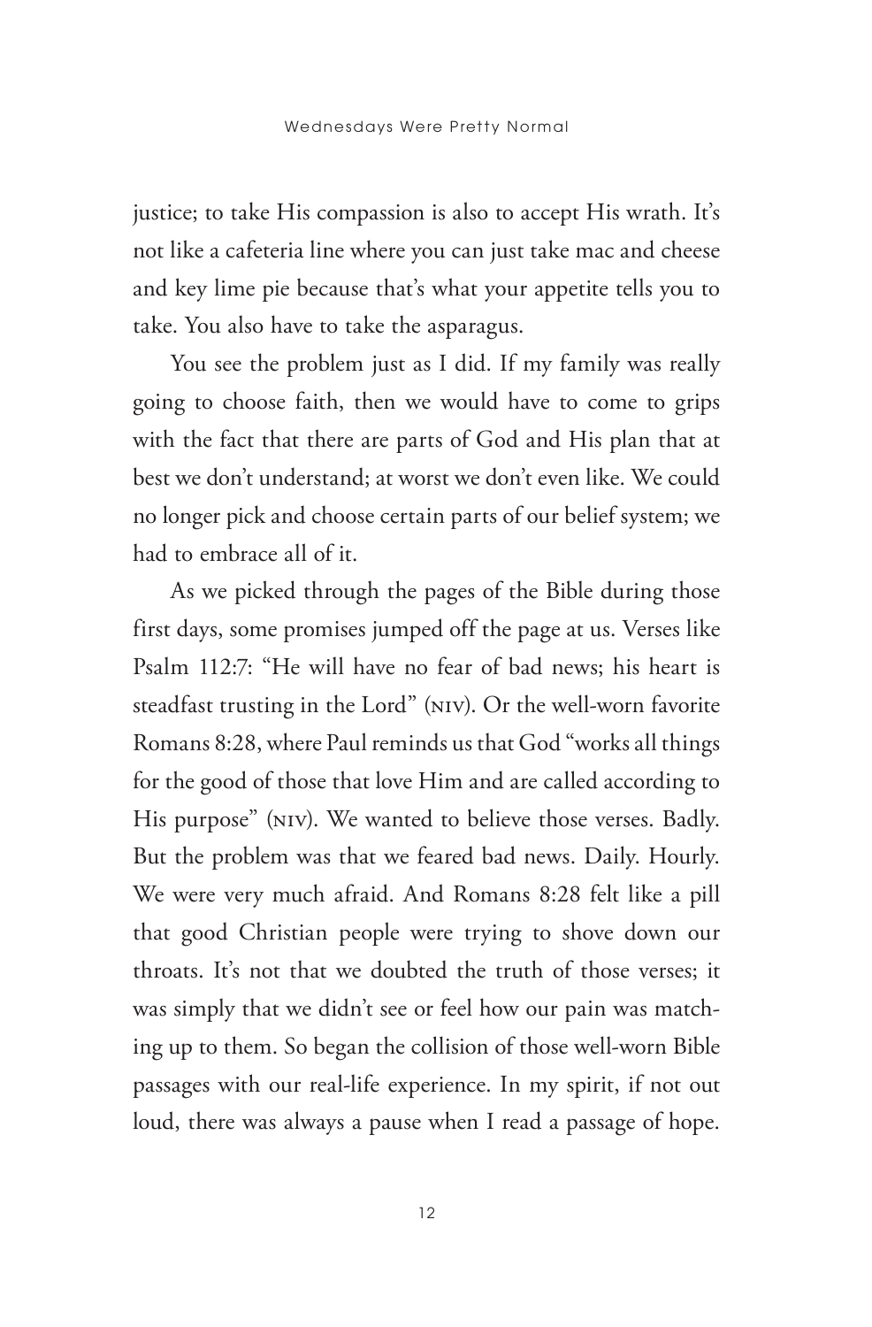justice; to take His compassion is also to accept His wrath. It's not like a cafeteria line where you can just take mac and cheese and key lime pie because that's what your appetite tells you to take. You also have to take the asparagus.

You see the problem just as I did. If my family was really going to choose faith, then we would have to come to grips with the fact that there are parts of God and His plan that at best we don't understand; at worst we don't even like. We could no longer pick and choose certain parts of our belief system; we had to embrace all of it.

As we picked through the pages of the Bible during those first days, some promises jumped off the page at us. Verses like Psalm 112:7: "He will have no fear of bad news; his heart is steadfast trusting in the Lord" (NIV). Or the well-worn favorite Romans 8:28, where Paul reminds us that God "works all things for the good of those that love Him and are called according to His purpose" (NIV). We wanted to believe those verses. Badly. But the problem was that we feared bad news. Daily. Hourly. We were very much afraid. And Romans 8:28 felt like a pill that good Christian people were trying to shove down our throats. It's not that we doubted the truth of those verses; it was simply that we didn't see or feel how our pain was matching up to them. So began the collision of those well-worn Bible passages with our real-life experience. In my spirit, if not out loud, there was always a pause when I read a passage of hope.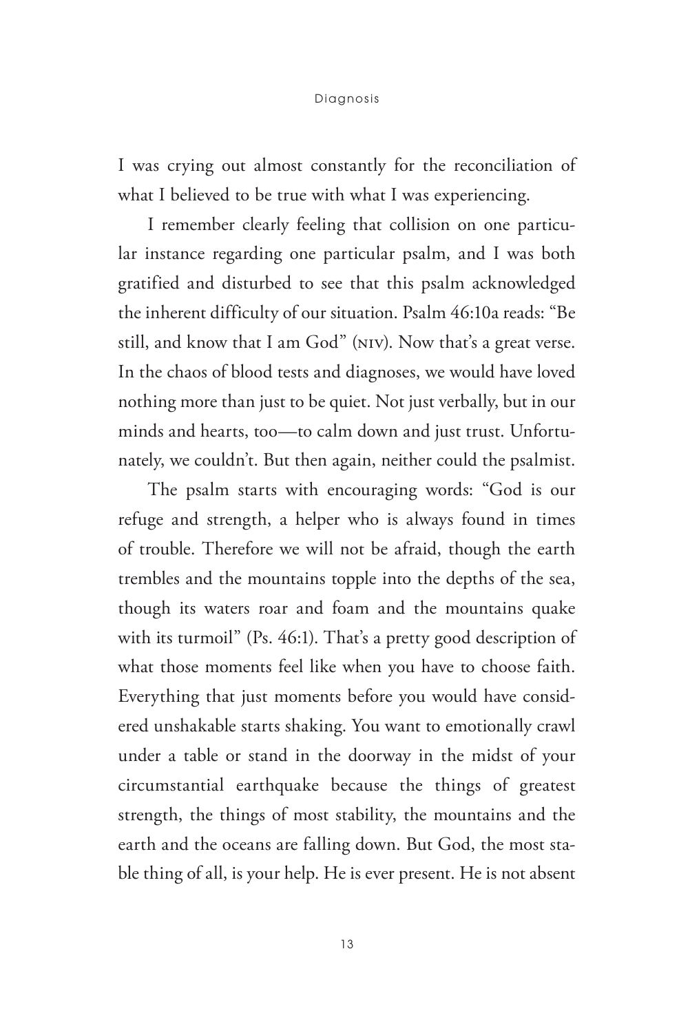I was crying out almost constantly for the reconciliation of what I believed to be true with what I was experiencing.

I remember clearly feeling that collision on one particular instance regarding one particular psalm, and I was both gratified and disturbed to see that this psalm acknowledged the inherent difficulty of our situation. Psalm 46:10a reads: "Be still, and know that I am God" (NIV). Now that's a great verse. In the chaos of blood tests and diagnoses, we would have loved nothing more than just to be quiet. Not just verbally, but in our minds and hearts, too—to calm down and just trust. Unfortunately, we couldn't. But then again, neither could the psalmist.

The psalm starts with encouraging words: "God is our refuge and strength, a helper who is always found in times of trouble. Therefore we will not be afraid, though the earth trembles and the mountains topple into the depths of the sea, though its waters roar and foam and the mountains quake with its turmoil" (Ps. 46:1). That's a pretty good description of what those moments feel like when you have to choose faith. Everything that just moments before you would have considered unshakable starts shaking. You want to emotionally crawl under a table or stand in the doorway in the midst of your circumstantial earthquake because the things of greatest strength, the things of most stability, the mountains and the earth and the oceans are falling down. But God, the most stable thing of all, is your help. He is ever present. He is not absent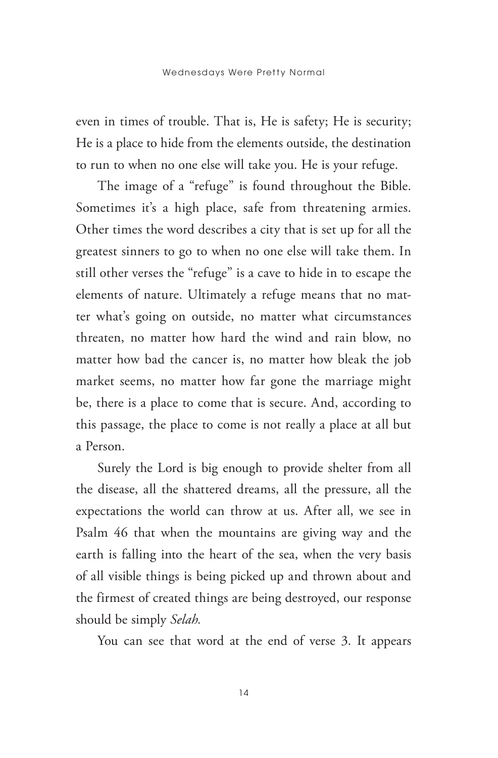even in times of trouble. That is, He is safety; He is security; He is a place to hide from the elements outside, the destination to run to when no one else will take you. He is your refuge.

The image of a "refuge" is found throughout the Bible. Sometimes it's a high place, safe from threatening armies. Other times the word describes a city that is set up for all the greatest sinners to go to when no one else will take them. In still other verses the "refuge" is a cave to hide in to escape the elements of nature. Ultimately a refuge means that no matter what's going on outside, no matter what circumstances threaten, no matter how hard the wind and rain blow, no matter how bad the cancer is, no matter how bleak the job market seems, no matter how far gone the marriage might be, there is a place to come that is secure. And, according to this passage, the place to come is not really a place at all but a Person.

Surely the Lord is big enough to provide shelter from all the disease, all the shattered dreams, all the pressure, all the expectations the world can throw at us. After all, we see in Psalm 46 that when the mountains are giving way and the earth is falling into the heart of the sea, when the very basis of all visible things is being picked up and thrown about and the firmest of created things are being destroyed, our response should be simply *Selah.*

You can see that word at the end of verse 3. It appears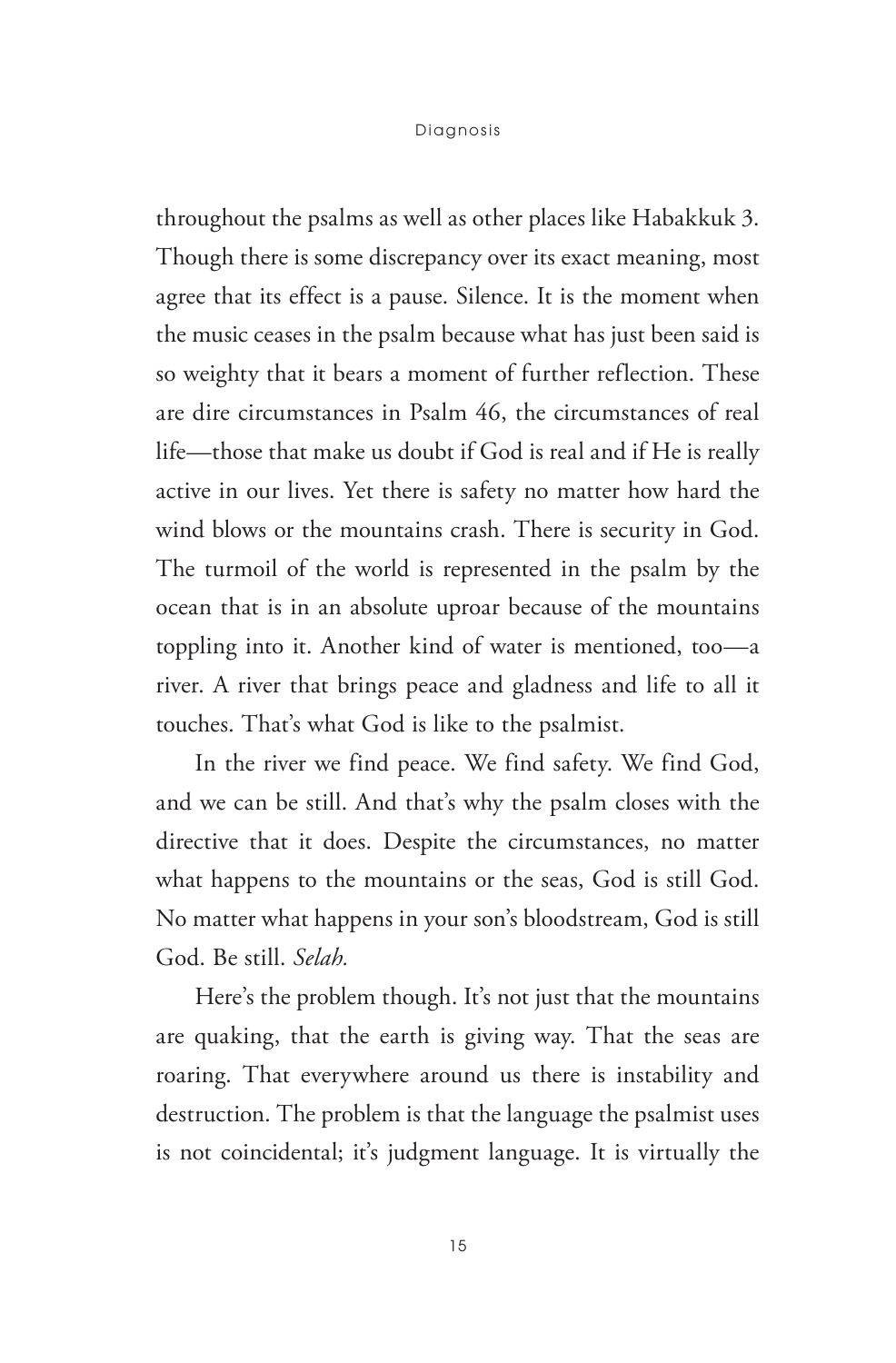throughout the psalms as well as other places like Habakkuk 3. Though there is some discrepancy over its exact meaning, most agree that its effect is a pause. Silence. It is the moment when the music ceases in the psalm because what has just been said is so weighty that it bears a moment of further reflection. These are dire circumstances in Psalm 46, the circumstances of real life—those that make us doubt if God is real and if He is really active in our lives. Yet there is safety no matter how hard the wind blows or the mountains crash. There is security in God. The turmoil of the world is represented in the psalm by the ocean that is in an absolute uproar because of the mountains toppling into it. Another kind of water is mentioned, too—a river. A river that brings peace and gladness and life to all it touches. That's what God is like to the psalmist.

In the river we find peace. We find safety. We find God, and we can be still. And that's why the psalm closes with the directive that it does. Despite the circumstances, no matter what happens to the mountains or the seas, God is still God. No matter what happens in your son's bloodstream, God is still God. Be still. *Selah.*

Here's the problem though. It's not just that the mountains are quaking, that the earth is giving way. That the seas are roaring. That everywhere around us there is instability and destruction. The problem is that the language the psalmist uses is not coincidental; it's judgment language. It is virtually the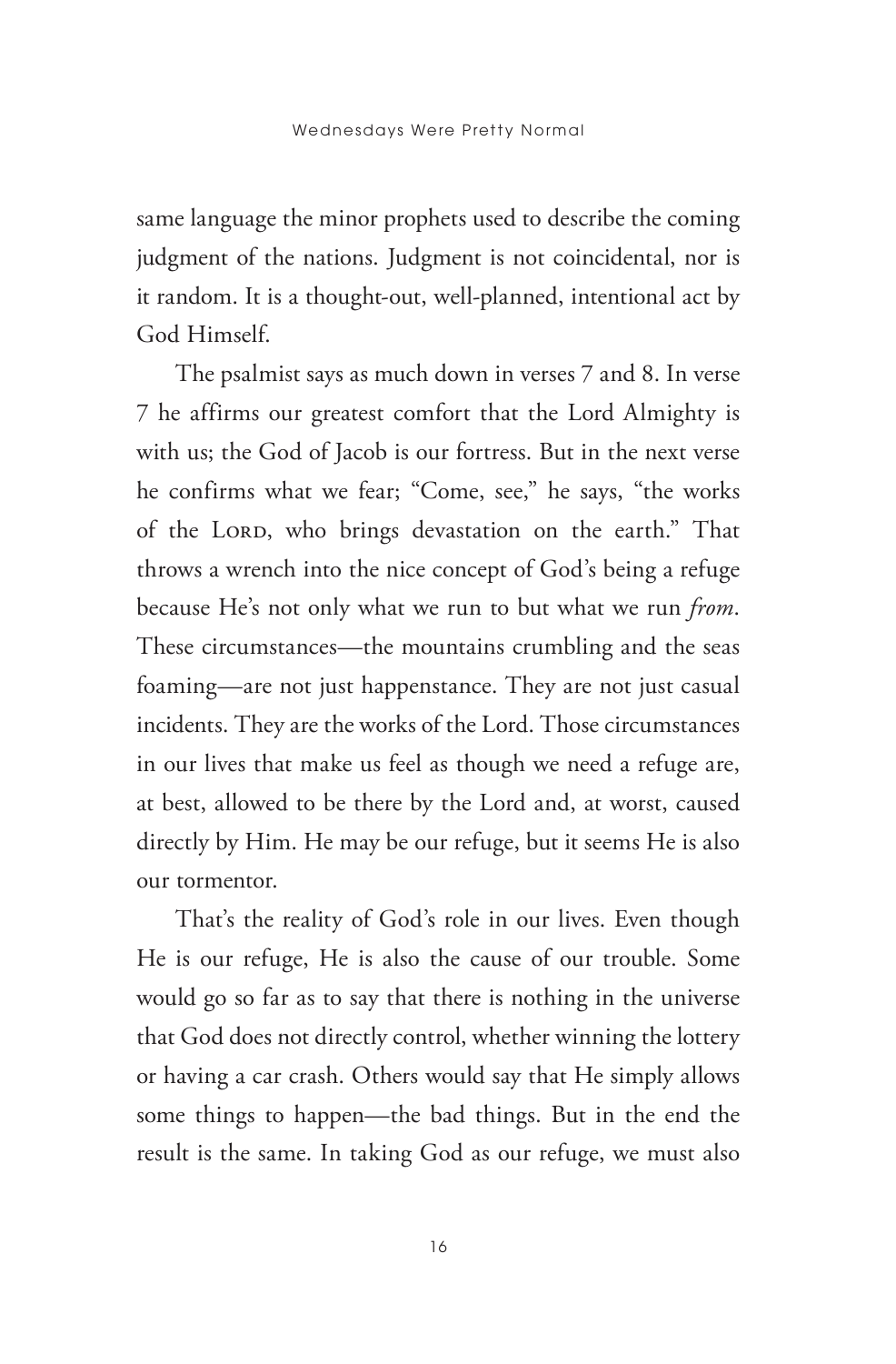same language the minor prophets used to describe the coming judgment of the nations. Judgment is not coincidental, nor is it random. It is a thought-out, well-planned, intentional act by God Himself.

The psalmist says as much down in verses 7 and 8. In verse 7 he affirms our greatest comfort that the Lord Almighty is with us; the God of Jacob is our fortress. But in the next verse he confirms what we fear; "Come, see," he says, "the works of the LORD, who brings devastation on the earth." That throws a wrench into the nice concept of God's being a refuge because He's not only what we run to but what we run *from*. These circumstances—the mountains crumbling and the seas foaming—are not just happenstance. They are not just casual incidents. They are the works of the Lord. Those circumstances in our lives that make us feel as though we need a refuge are, at best, allowed to be there by the Lord and, at worst, caused directly by Him. He may be our refuge, but it seems He is also our tormentor.

That's the reality of God's role in our lives. Even though He is our refuge, He is also the cause of our trouble. Some would go so far as to say that there is nothing in the universe that God does not directly control, whether winning the lottery or having a car crash. Others would say that He simply allows some things to happen—the bad things. But in the end the result is the same. In taking God as our refuge, we must also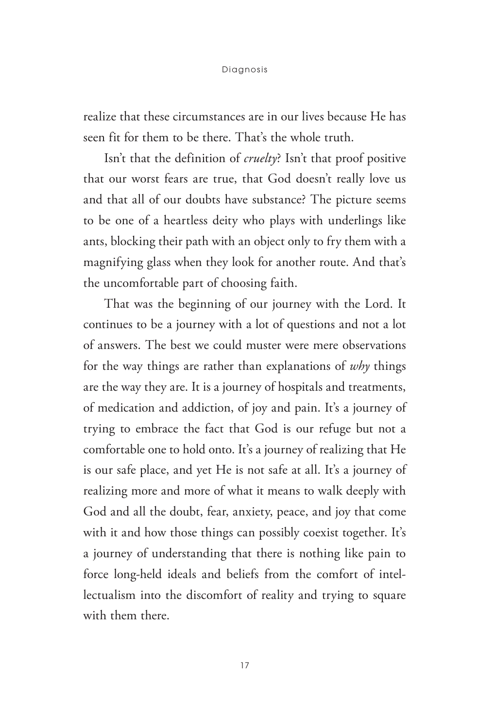realize that these circumstances are in our lives because He has seen fit for them to be there. That's the whole truth.

Isn't that the definition of *cruelty*? Isn't that proof positive that our worst fears are true, that God doesn't really love us and that all of our doubts have substance? The picture seems to be one of a heartless deity who plays with underlings like ants, blocking their path with an object only to fry them with a magnifying glass when they look for another route. And that's the uncomfortable part of choosing faith.

That was the beginning of our journey with the Lord. It continues to be a journey with a lot of questions and not a lot of answers. The best we could muster were mere observations for the way things are rather than explanations of *why* things are the way they are. It is a journey of hospitals and treatments, of medication and addiction, of joy and pain. It's a journey of trying to embrace the fact that God is our refuge but not a comfortable one to hold onto. It's a journey of realizing that He is our safe place, and yet He is not safe at all. It's a journey of realizing more and more of what it means to walk deeply with God and all the doubt, fear, anxiety, peace, and joy that come with it and how those things can possibly coexist together. It's a journey of understanding that there is nothing like pain to force long-held ideals and beliefs from the comfort of intellectualism into the discomfort of reality and trying to square with them there.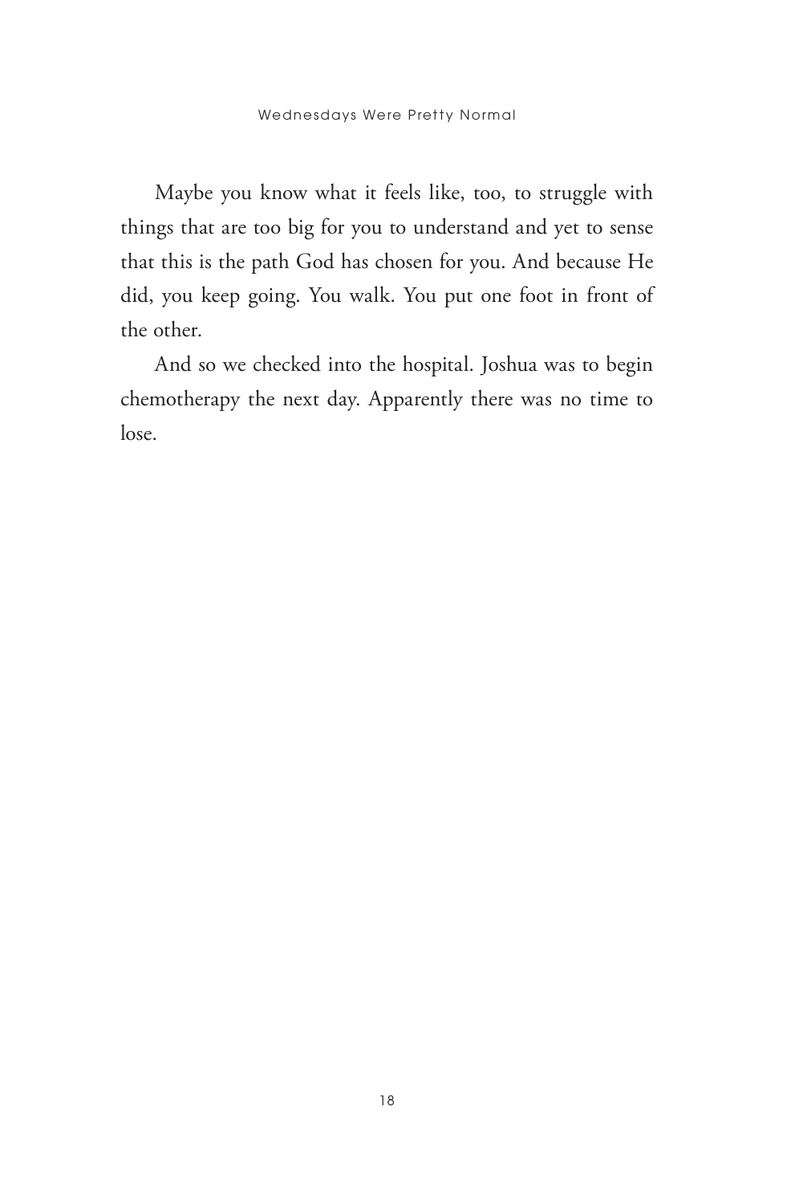Maybe you know what it feels like, too, to struggle with things that are too big for you to understand and yet to sense that this is the path God has chosen for you. And because He did, you keep going. You walk. You put one foot in front of the other.

And so we checked into the hospital. Joshua was to begin chemotherapy the next day. Apparently there was no time to lose.